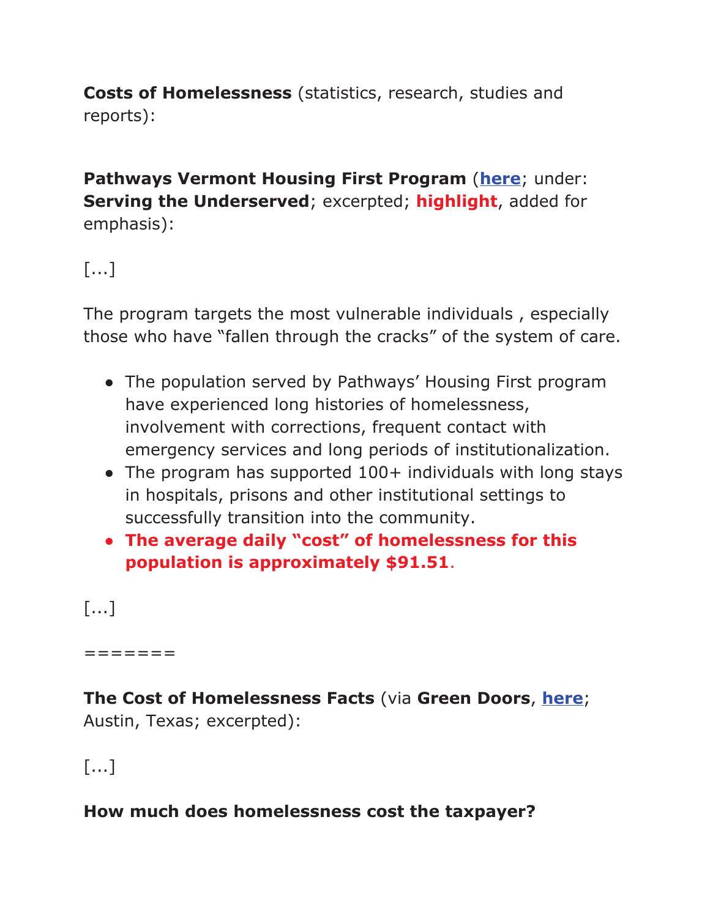**Costs of Homelessness** (statistics, research, studies and reports):

**Pathways Vermont Housing First Program** ([here](); under: **Serving the Underserved**; excerpted; **highlight**, added for emphasis):

[...]

The program targets the most vulnerable individuals , especially those who have "fallen through the cracks" of the system of care.

- The population served by Pathways' Housing First program have experienced long histories of homelessness, involvement with corrections, frequent contact with emergency services and long periods of institutionalization.
- The program has supported 100+ individuals with long stays in hospitals, prisons and other institutional settings to successfully transition into the community.
- **The average daily "cost" of homelessness for this population is approximately $91.51**.

[...]

=======

**The Cost of Homelessness Facts** (via **Green Doors**, [here](); Austin, Texas; excerpted):

[...]

**How much does homelessness cost the taxpayer?**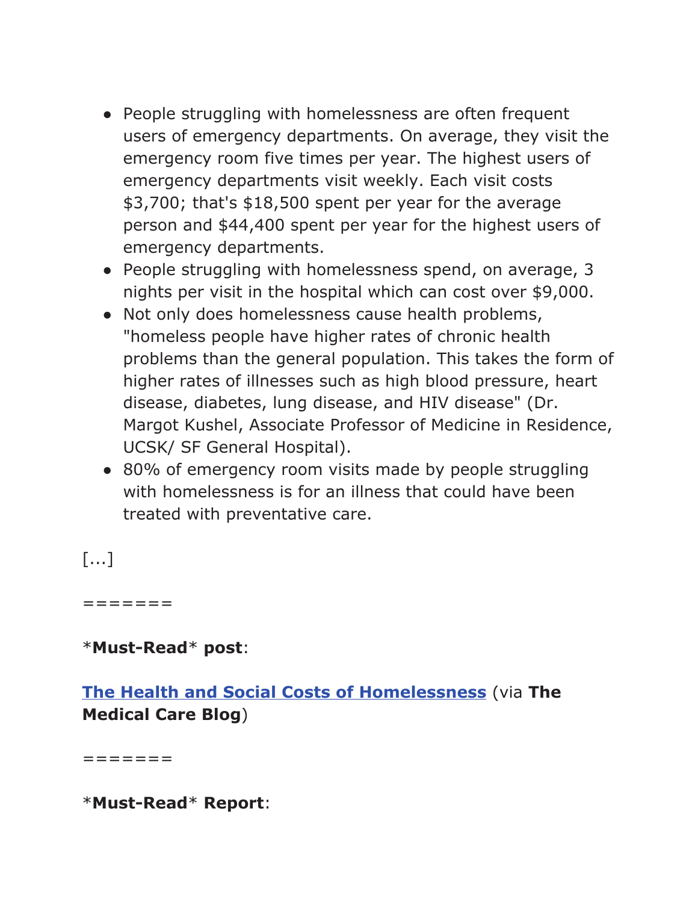- People struggling with homelessness are often frequent users of emergency departments. On average, they visit the emergency room five times per year. The highest users of emergency departments visit weekly. Each visit costs $3,700; that's $18,500 spent per year for the average person and $44,400 spent per year for the highest users of emergency departments.
- People struggling with homelessness spend, on average, 3 nights per visit in the hospital which can cost over $9,000.
- Not only does homelessness cause health problems, "homeless people have higher rates of chronic health problems than the general population. This takes the form of higher rates of illnesses such as high blood pressure, heart disease, diabetes, lung disease, and HIV disease" (Dr. Margot Kushel, Associate Professor of Medicine in Residence, UCSK/ SF General Hospital).
- 80% of emergency room visits made by people struggling with homelessness is for an illness that could have been treated with preventative care.

[...]

=======

*__Must-Read__* **post**:

[**The Health and Social Costs of Homelessness**]() (via **The Medical Care Blog**)

=======

*__Must-Read__* **Report**: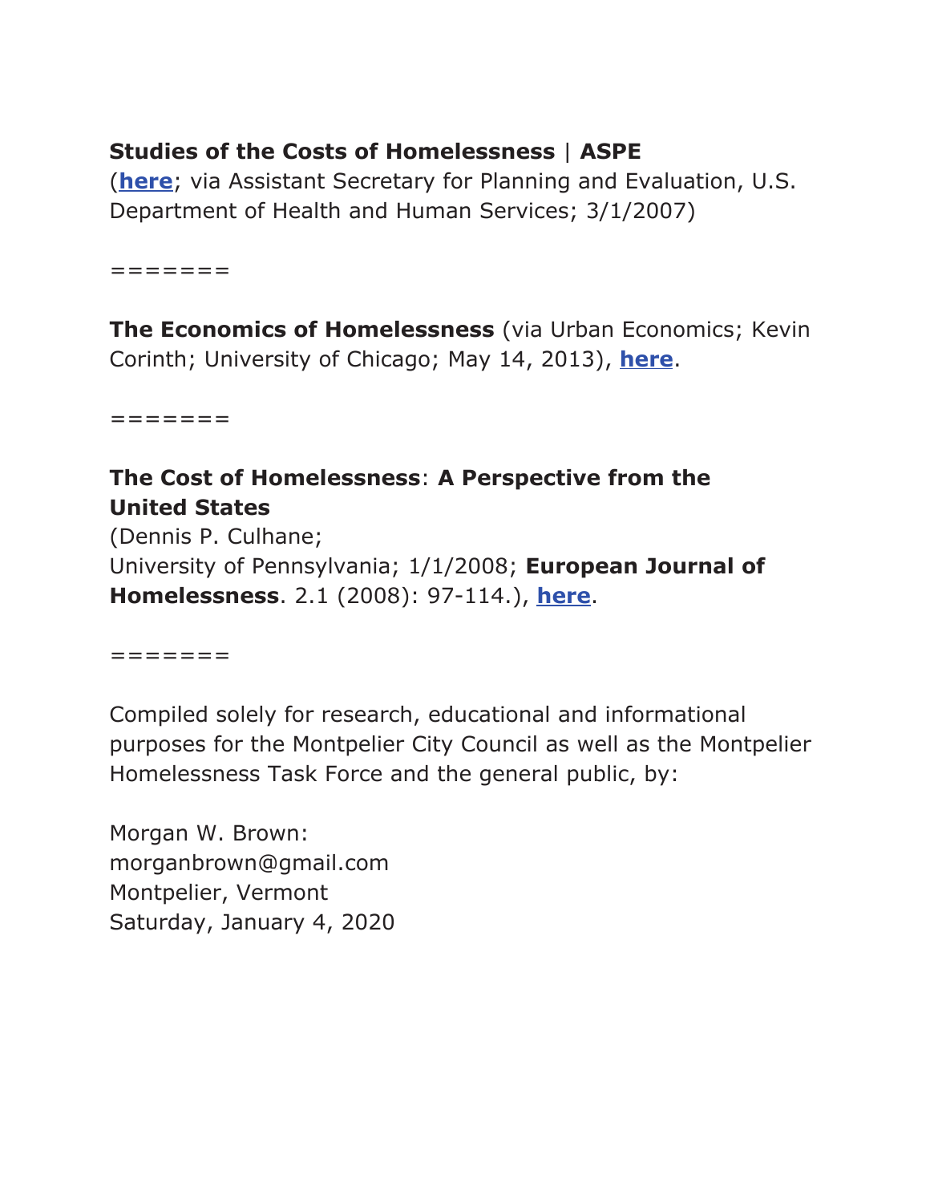**Studies of the Costs of Homelessness** | **ASPE**
(**here**; via Assistant Secretary for Planning and Evaluation, U.S. Department of Health and Human Services; 3/1/2007)

=======

**The Economics of Homelessness** (via Urban Economics; Kevin Corinth; University of Chicago; May 14, 2013), **here**.

=======

**The Cost of Homelessness**: **A Perspective from the United States**
(Dennis P. Culhane;
University of Pennsylvania; 1/1/2008; **European Journal of Homelessness**. 2.1 (2008): 97-114.), **here**.

=======

Compiled solely for research, educational and informational purposes for the Montpelier City Council as well as the Montpelier Homelessness Task Force and the general public, by:

Morgan W. Brown:
morganbrown@gmail.com
Montpelier, Vermont
Saturday, January 4, 2020